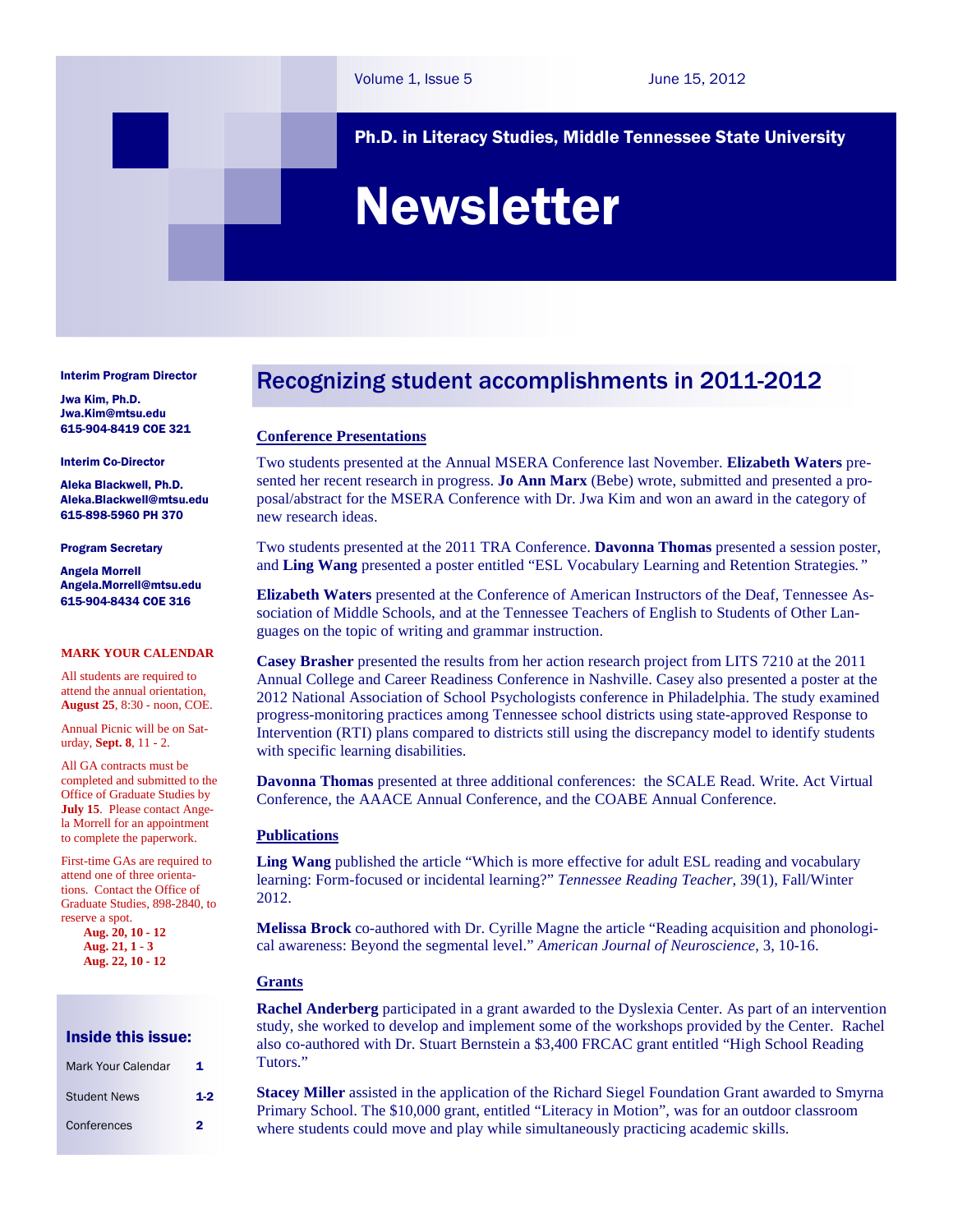Volume 1, Issue 5 June 15, 2012

**Ph.D. in Literacy Studies, Middle Tennessee State University**

# Newsletter

**Interim Program Director**

**Jwa Kim, Ph.D.**
**Jwa.Kim@mtsu.edu**
**615-904-8419 COE 321**

**Interim Co-Director**

**Aleka Blackwell, Ph.D.**
**Aleka.Blackwell@mtsu.edu**
**615-898-5960 PH 370**

**Program Secretary**

**Angela Morrell**
**Angela.Morrell@mtsu.edu**
**615-904-8434 COE 316**

**MARK YOUR CALENDAR**

All students are required to attend the annual orientation, **August 25**, 8:30 - noon, COE.

Annual Picnic will be on Saturday, **Sept. 8**, 11 - 2.

All GA contracts must be completed and submitted to the Office of Graduate Studies by **July 15**. Please contact Angela Morrell for an appointment to complete the paperwork.

First-time GAs are required to attend one of three orientations. Contact the Office of Graduate Studies, 898-2840, to reserve a spot.

- **Aug. 20, 10 - 12**
- **Aug. 21, 1 - 3**
- **Aug. 22, 10 - 12**

**Inside this issue:**

| | |
|---|---|
| Mark Your Calendar | 1 |
| Student News | 1-2 |
| Conferences | 2 |

## Recognizing student accomplishments in 2011-2012

### Conference Presentations

Two students presented at the Annual MSERA Conference last November. **Elizabeth Waters** presented her recent research in progress. **Jo Ann Marx** (Bebe) wrote, submitted and presented a proposal/abstract for the MSERA Conference with Dr. Jwa Kim and won an award in the category of new research ideas.

Two students presented at the 2011 TRA Conference. **Davonna Thomas** presented a session poster, and **Ling Wang** presented a poster entitled "ESL Vocabulary Learning and Retention Strategies."

**Elizabeth Waters** presented at the Conference of American Instructors of the Deaf, Tennessee Association of Middle Schools, and at the Tennessee Teachers of English to Students of Other Languages on the topic of writing and grammar instruction.

**Casey Brasher** presented the results from her action research project from LITS 7210 at the 2011 Annual College and Career Readiness Conference in Nashville. Casey also presented a poster at the 2012 National Association of School Psychologists conference in Philadelphia. The study examined progress-monitoring practices among Tennessee school districts using state-approved Response to Intervention (RTI) plans compared to districts still using the discrepancy model to identify students with specific learning disabilities.

**Davonna Thomas** presented at three additional conferences: the SCALE Read. Write. Act Virtual Conference, the AAACE Annual Conference, and the COABE Annual Conference.

### Publications

**Ling Wang** published the article "Which is more effective for adult ESL reading and vocabulary learning: Form-focused or incidental learning?" *Tennessee Reading Teacher*, 39(1), Fall/Winter 2012.

**Melissa Brock** co-authored with Dr. Cyrille Magne the article "Reading acquisition and phonological awareness: Beyond the segmental level." *American Journal of Neuroscience*, 3, 10-16.

### Grants

**Rachel Anderberg** participated in a grant awarded to the Dyslexia Center. As part of an intervention study, she worked to develop and implement some of the workshops provided by the Center. Rachel also co-authored with Dr. Stuart Bernstein a $3,400 FRCAC grant entitled "High School Reading Tutors."

**Stacey Miller** assisted in the application of the Richard Siegel Foundation Grant awarded to Smyrna Primary School. The $10,000 grant, entitled "Literacy in Motion", was for an outdoor classroom where students could move and play while simultaneously practicing academic skills.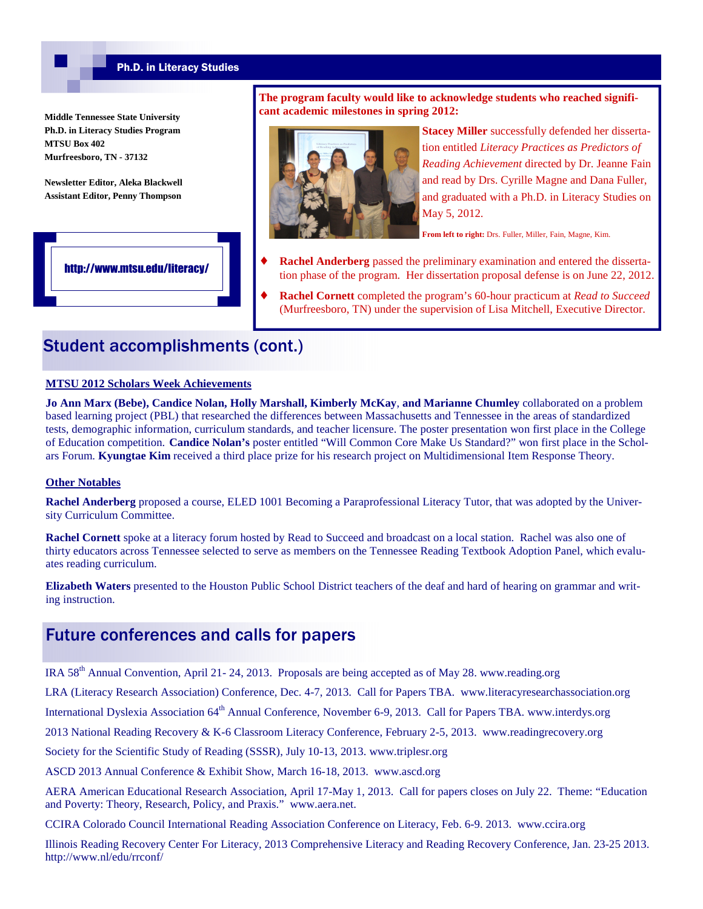Ph.D. in Literacy Studies

**Middle Tennessee State University**
**Ph.D. in Literacy Studies Program**
**MTSU Box 402**
**Murfreesboro, TN - 37132**

**Newsletter Editor, Aleka Blackwell**
**Assistant Editor, Penny Thompson**

**http://www.mtsu.edu/literacy/**

**The program faculty would like to acknowledge students who reached significant academic milestones in spring 2012:**

**Stacey Miller** successfully defended her dissertation entitled *Literacy Practices as Predictors of Reading Achievement* directed by Dr. Jeanne Fain and read by Drs. Cyrille Magne and Dana Fuller, and graduated with a Ph.D. in Literacy Studies on May 5, 2012.

**From left to right:** Drs. Fuller, Miller, Fain, Magne, Kim.

- **Rachel Anderberg** passed the preliminary examination and entered the dissertation phase of the program. Her dissertation proposal defense is on June 22, 2012.
- **Rachel Cornett** completed the program's 60-hour practicum at *Read to Succeed* (Murfreesboro, TN) under the supervision of Lisa Mitchell, Executive Director.

## Student accomplishments (cont.)

**MTSU 2012 Scholars Week Achievements**

**Jo Ann Marx (Bebe), Candice Nolan, Holly Marshall, Kimberly McKay**, **and Marianne Chumley** collaborated on a problem based learning project (PBL) that researched the differences between Massachusetts and Tennessee in the areas of standardized tests, demographic information, curriculum standards, and teacher licensure. The poster presentation won first place in the College of Education competition. **Candice Nolan's** poster entitled "Will Common Core Make Us Standard?" won first place in the Scholars Forum. **Kyungtae Kim** received a third place prize for his research project on Multidimensional Item Response Theory.

**Other Notables**

**Rachel Anderberg** proposed a course, ELED 1001 Becoming a Paraprofessional Literacy Tutor, that was adopted by the University Curriculum Committee.

**Rachel Cornett** spoke at a literacy forum hosted by Read to Succeed and broadcast on a local station. Rachel was also one of thirty educators across Tennessee selected to serve as members on the Tennessee Reading Textbook Adoption Panel, which evaluates reading curriculum.

**Elizabeth Waters** presented to the Houston Public School District teachers of the deaf and hard of hearing on grammar and writing instruction.

## Future conferences and calls for papers

IRA 58th Annual Convention, April 21- 24, 2013. Proposals are being accepted as of May 28. www.reading.org

LRA (Literacy Research Association) Conference, Dec. 4-7, 2013. Call for Papers TBA. www.literacyresearchassociation.org

International Dyslexia Association 64th Annual Conference, November 6-9, 2013. Call for Papers TBA. www.interdys.org

2013 National Reading Recovery & K-6 Classroom Literacy Conference, February 2-5, 2013. www.readingrecovery.org

Society for the Scientific Study of Reading (SSSR), July 10-13, 2013. www.triplesr.org

ASCD 2013 Annual Conference & Exhibit Show, March 16-18, 2013. www.ascd.org

AERA American Educational Research Association, April 17-May 1, 2013. Call for papers closes on July 22. Theme: "Education and Poverty: Theory, Research, Policy, and Praxis." www.aera.net.

CCIRA Colorado Council International Reading Association Conference on Literacy, Feb. 6-9. 2013. www.ccira.org

Illinois Reading Recovery Center For Literacy, 2013 Comprehensive Literacy and Reading Recovery Conference, Jan. 23-25 2013. http://www.nl/edu/rrconf/